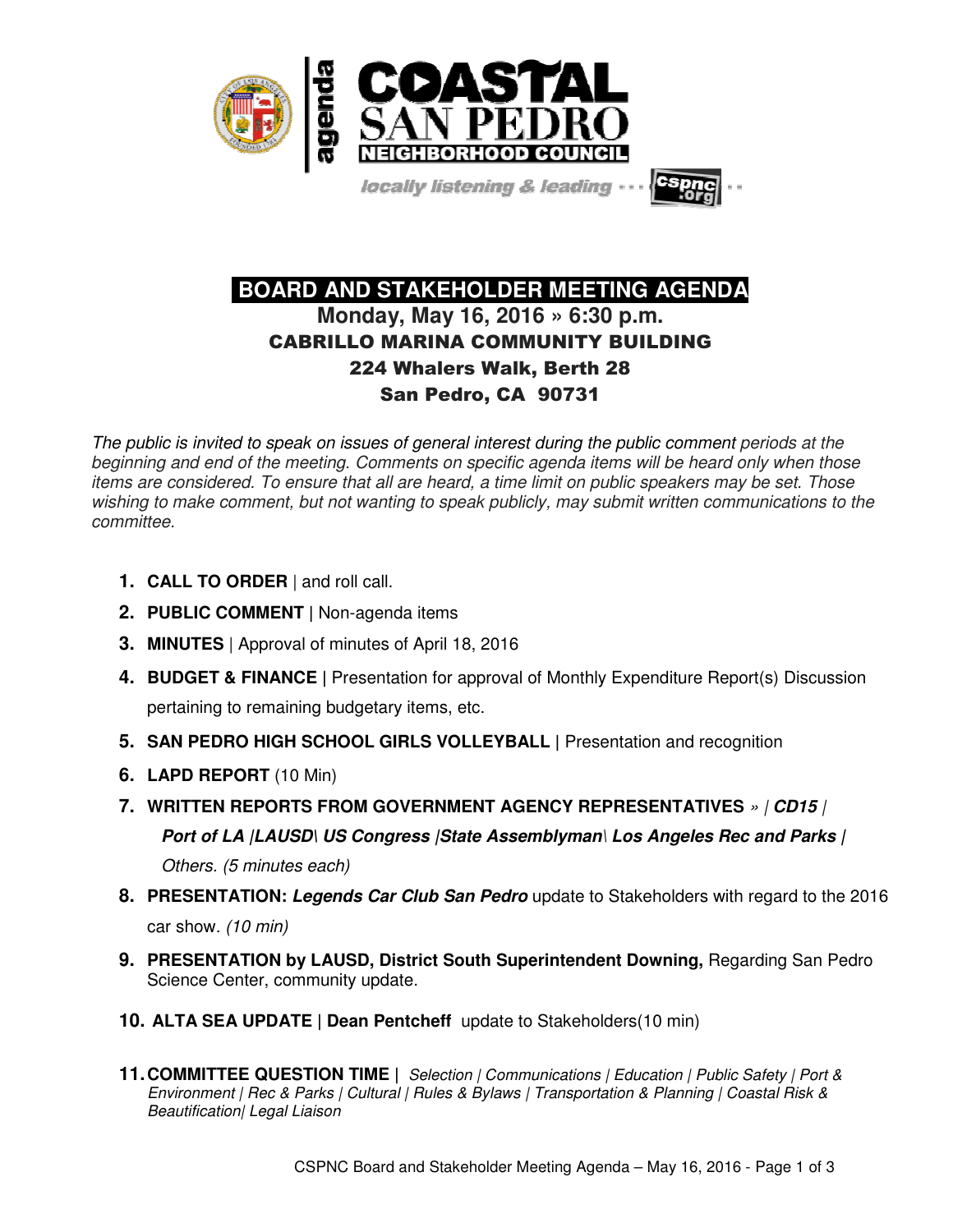# COASTAL SAN PEDRO NEIGHBORHOOD COUNCIL

agenda

*locally listening & leading* · · · cspnc.org · ·

## BOARD AND STAKEHOLDER MEETING AGENDA

### Monday, May 16, 2016 » 6:30 p.m.

### CABRILLO MARINA COMMUNITY BUILDING
### 224 Whalers Walk, Berth 28
### San Pedro, CA 90731

*The public is invited to speak on issues of general interest during the public comment periods at the beginning and end of the meeting. Comments on specific agenda items will be heard only when those items are considered. To ensure that all are heard, a time limit on public speakers may be set. Those wishing to make comment, but not wanting to speak publicly, may submit written communications to the committee.*

1. **CALL TO ORDER** | and roll call.
2. **PUBLIC COMMENT** | Non-agenda items
3. **MINUTES** | Approval of minutes of April 18, 2016
4. **BUDGET & FINANCE** | Presentation for approval of Monthly Expenditure Report(s) Discussion pertaining to remaining budgetary items, etc.
5. **SAN PEDRO HIGH SCHOOL GIRLS VOLLEYBALL** | Presentation and recognition
6. **LAPD REPORT** (10 Min)
7. **WRITTEN REPORTS FROM GOVERNMENT AGENCY REPRESENTATIVES** *» | **CD15** | **Port of LA** |**LAUSD**\ **US Congress** |**State Assemblyman**\ **Los Angeles Rec and Parks** | Others. (5 minutes each)*
8. **PRESENTATION:** ***Legends Car Club San Pedro*** update to Stakeholders with regard to the 2016 car show. *(10 min)*
9. **PRESENTATION by LAUSD, District South Superintendent Downing,** Regarding San Pedro Science Center, community update.
10. **ALTA SEA UPDATE** | **Dean Pentcheff** update to Stakeholders(10 min)
11. **COMMITTEE QUESTION TIME** | *Selection | Communications | Education | Public Safety | Port & Environment | Rec & Parks | Cultural | Rules & Bylaws | Transportation & Planning | Coastal Risk & Beautification| Legal Liaison*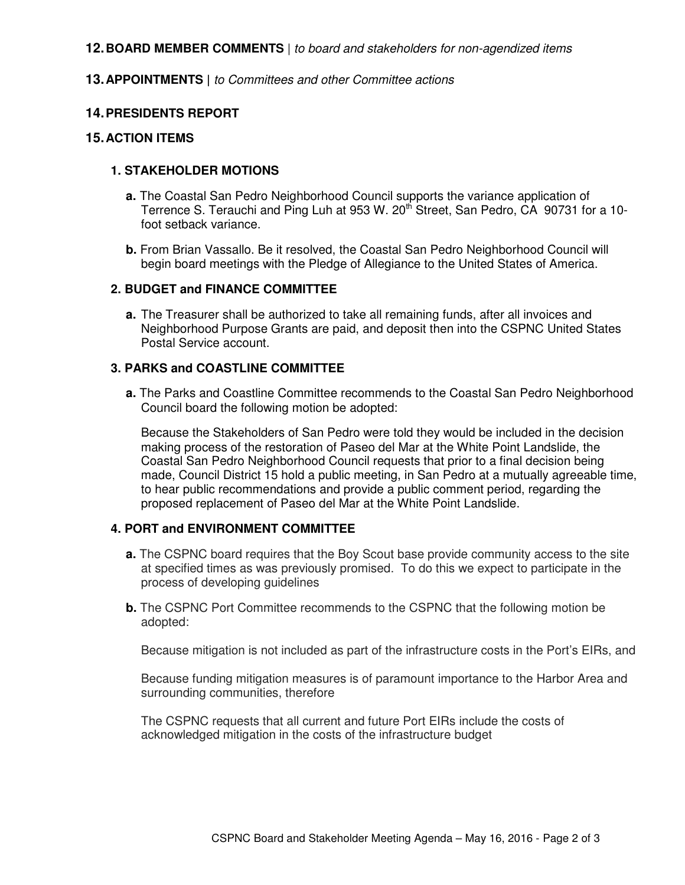**12. BOARD MEMBER COMMENTS** | *to board and stakeholders for non-agendized items*

**13. APPOINTMENTS |** *to Committees and other Committee actions*

**14. PRESIDENTS REPORT**

**15. ACTION ITEMS**

**1. STAKEHOLDER MOTIONS**

**a.** The Coastal San Pedro Neighborhood Council supports the variance application of Terrence S. Terauchi and Ping Luh at 953 W. 20th Street, San Pedro, CA 90731 for a 10-foot setback variance.

**b.** From Brian Vassallo. Be it resolved, the Coastal San Pedro Neighborhood Council will begin board meetings with the Pledge of Allegiance to the United States of America.

**2. BUDGET and FINANCE COMMITTEE**

**a.** The Treasurer shall be authorized to take all remaining funds, after all invoices and Neighborhood Purpose Grants are paid, and deposit then into the CSPNC United States Postal Service account.

**3. PARKS and COASTLINE COMMITTEE**

**a.** The Parks and Coastline Committee recommends to the Coastal San Pedro Neighborhood Council board the following motion be adopted:

Because the Stakeholders of San Pedro were told they would be included in the decision making process of the restoration of Paseo del Mar at the White Point Landslide, the Coastal San Pedro Neighborhood Council requests that prior to a final decision being made, Council District 15 hold a public meeting, in San Pedro at a mutually agreeable time, to hear public recommendations and provide a public comment period, regarding the proposed replacement of Paseo del Mar at the White Point Landslide.

**4. PORT and ENVIRONMENT COMMITTEE**

**a.** The CSPNC board requires that the Boy Scout base provide community access to the site at specified times as was previously promised. To do this we expect to participate in the process of developing guidelines

**b.** The CSPNC Port Committee recommends to the CSPNC that the following motion be adopted:

Because mitigation is not included as part of the infrastructure costs in the Port's EIRs, and

Because funding mitigation measures is of paramount importance to the Harbor Area and surrounding communities, therefore

The CSPNC requests that all current and future Port EIRs include the costs of acknowledged mitigation in the costs of the infrastructure budget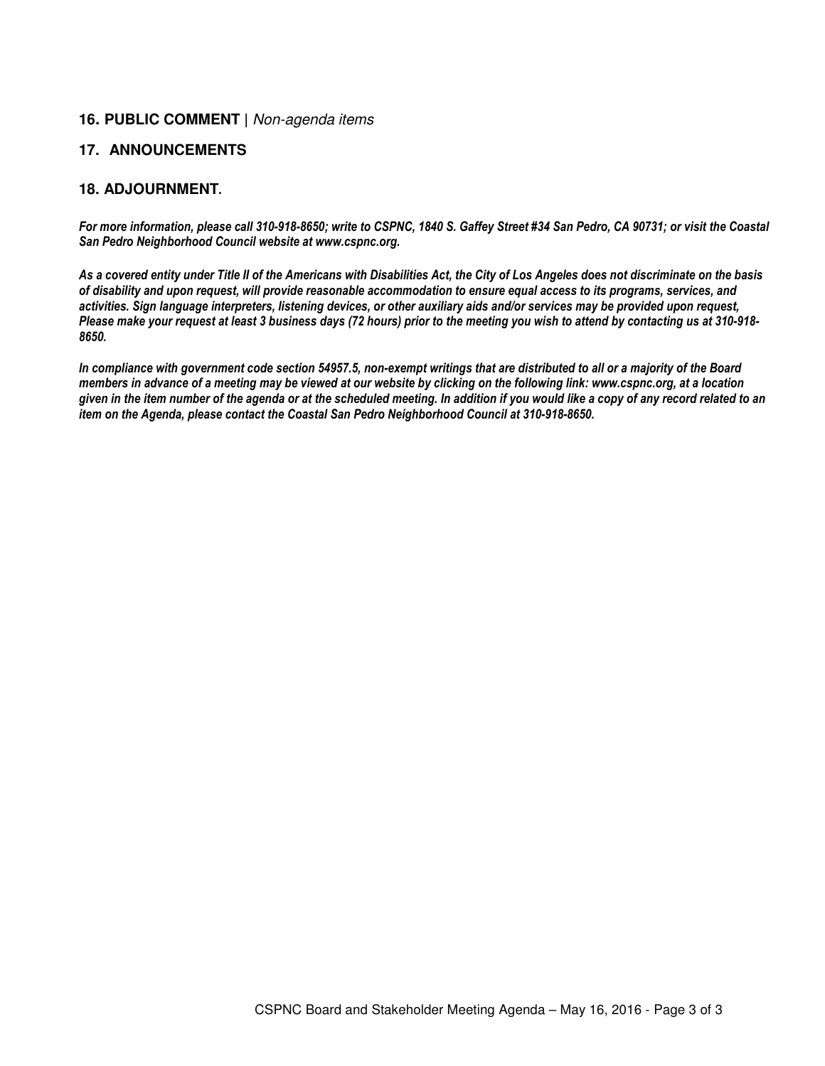**16. PUBLIC COMMENT** | *Non-agenda items*

**17. ANNOUNCEMENTS**

**18. ADJOURNMENT.**

***For more information, please call 310-918-8650; write to CSPNC, 1840 S. Gaffey Street #34 San Pedro, CA 90731; or visit the Coastal San Pedro Neighborhood Council website at www.cspnc.org.***

***As a covered entity under Title II of the Americans with Disabilities Act, the City of Los Angeles does not discriminate on the basis of disability and upon request, will provide reasonable accommodation to ensure equal access to its programs, services, and activities. Sign language interpreters, listening devices, or other auxiliary aids and/or services may be provided upon request, Please make your request at least 3 business days (72 hours) prior to the meeting you wish to attend by contacting us at 310-918-8650.***

***In compliance with government code section 54957.5, non-exempt writings that are distributed to all or a majority of the Board members in advance of a meeting may be viewed at our website by clicking on the following link: www.cspnc.org, at a location given in the item number of the agenda or at the scheduled meeting. In addition if you would like a copy of any record related to an item on the Agenda, please contact the Coastal San Pedro Neighborhood Council at 310-918-8650.***